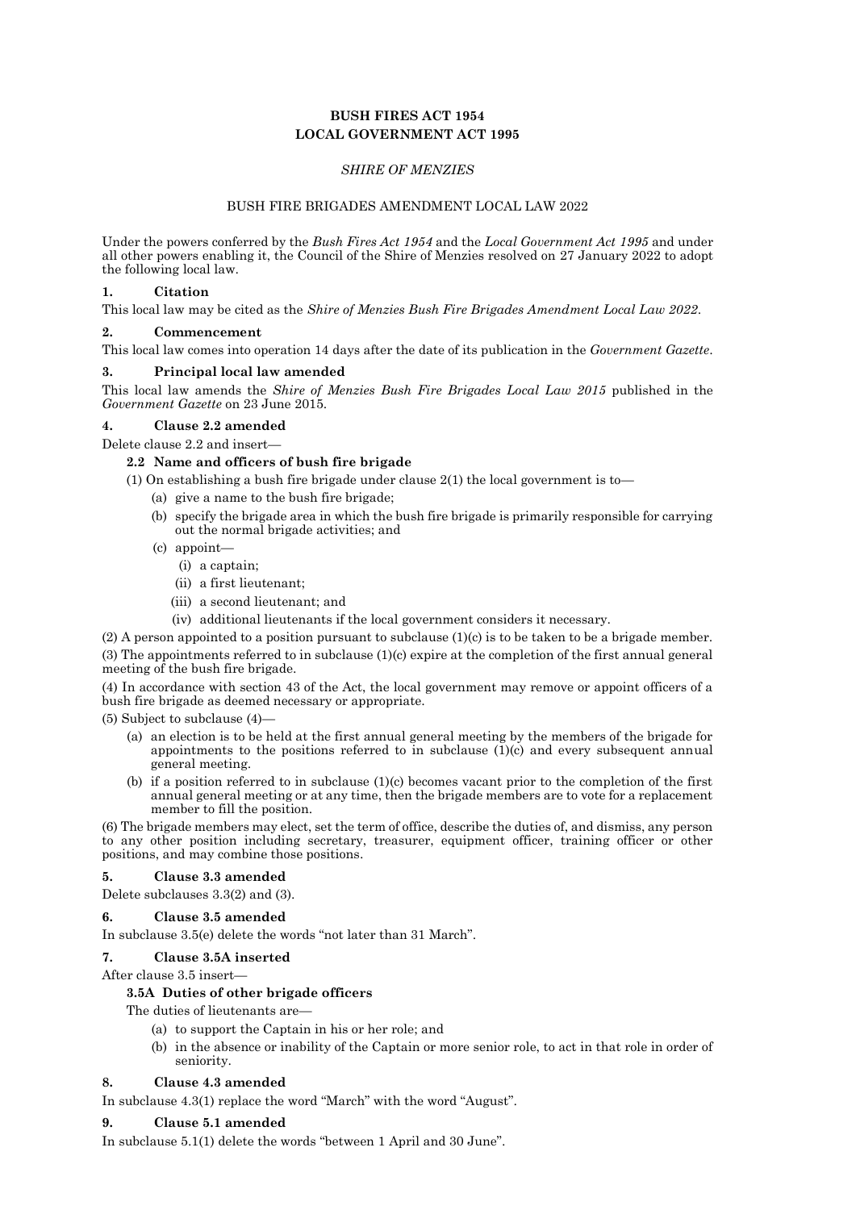**BUSH FIRES ACT 1954**
**LOCAL GOVERNMENT ACT 1995**

*SHIRE OF MENZIES*

BUSH FIRE BRIGADES AMENDMENT LOCAL LAW 2022

Under the powers conferred by the *Bush Fires Act 1954* and the *Local Government Act 1995* and under all other powers enabling it, the Council of the Shire of Menzies resolved on 27 January 2022 to adopt the following local law.

### 1. Citation

This local law may be cited as the *Shire of Menzies Bush Fire Brigades Amendment Local Law 2022*.

### 2. Commencement

This local law comes into operation 14 days after the date of its publication in the *Government Gazette*.

### 3. Principal local law amended

This local law amends the *Shire of Menzies Bush Fire Brigades Local Law 2015* published in the *Government Gazette* on 23 June 2015.

### 4. Clause 2.2 amended

Delete clause 2.2 and insert—

**2.2 Name and officers of bush fire brigade**

(1) On establishing a bush fire brigade under clause 2(1) the local government is to—

- (a) give a name to the bush fire brigade;
- (b) specify the brigade area in which the bush fire brigade is primarily responsible for carrying out the normal brigade activities; and
- (c) appoint—
  - (i) a captain;
  - (ii) a first lieutenant;
  - (iii) a second lieutenant; and
  - (iv) additional lieutenants if the local government considers it necessary.

(2) A person appointed to a position pursuant to subclause (1)(c) is to be taken to be a brigade member.

(3) The appointments referred to in subclause (1)(c) expire at the completion of the first annual general meeting of the bush fire brigade.

(4) In accordance with section 43 of the Act, the local government may remove or appoint officers of a bush fire brigade as deemed necessary or appropriate.

(5) Subject to subclause (4)—

- (a) an election is to be held at the first annual general meeting by the members of the brigade for appointments to the positions referred to in subclause (1)(c) and every subsequent annual general meeting.
- (b) if a position referred to in subclause (1)(c) becomes vacant prior to the completion of the first annual general meeting or at any time, then the brigade members are to vote for a replacement member to fill the position.

(6) The brigade members may elect, set the term of office, describe the duties of, and dismiss, any person to any other position including secretary, treasurer, equipment officer, training officer or other positions, and may combine those positions.

### 5. Clause 3.3 amended

Delete subclauses 3.3(2) and (3).

### 6. Clause 3.5 amended

In subclause 3.5(e) delete the words "not later than 31 March".

### 7. Clause 3.5A inserted

After clause 3.5 insert—

**3.5A Duties of other brigade officers**

The duties of lieutenants are—

- (a) to support the Captain in his or her role; and
- (b) in the absence or inability of the Captain or more senior role, to act in that role in order of seniority.

### 8. Clause 4.3 amended

In subclause 4.3(1) replace the word "March" with the word "August".

### 9. Clause 5.1 amended

In subclause 5.1(1) delete the words "between 1 April and 30 June".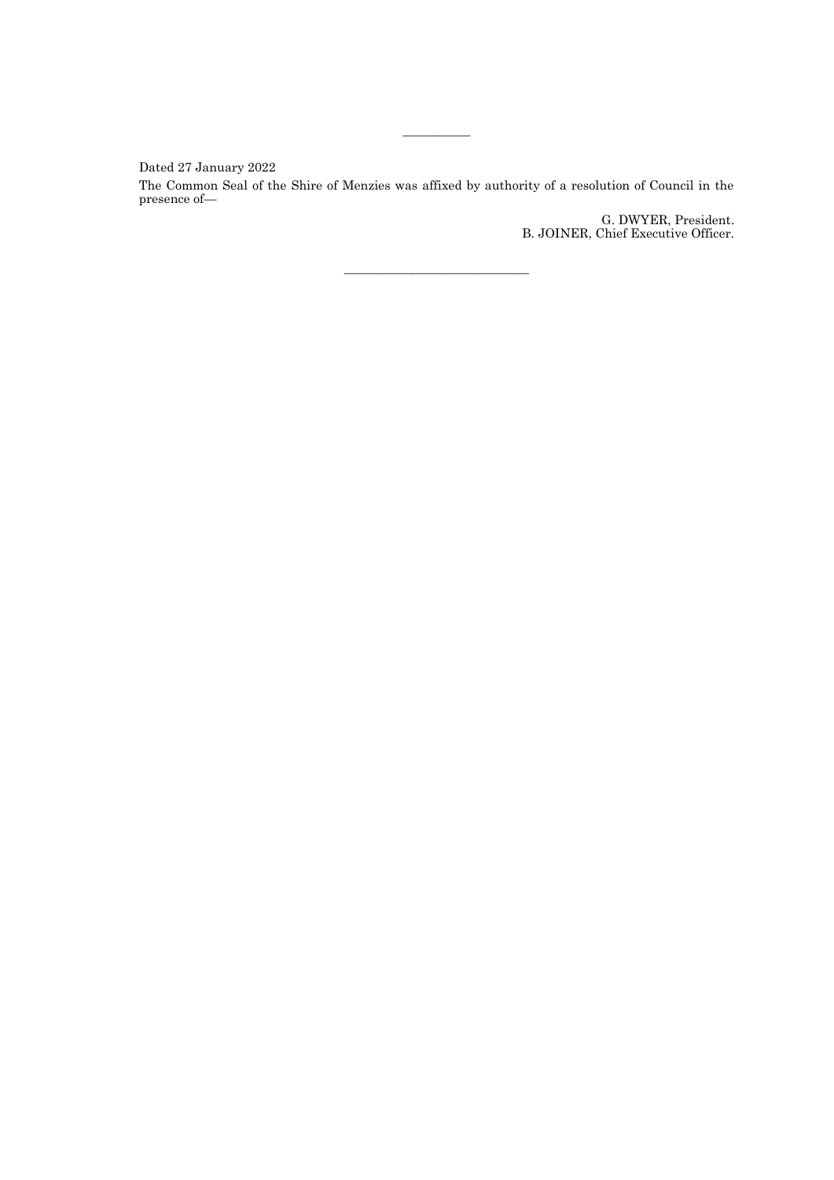---

Dated 27 January 2022

The Common Seal of the Shire of Menzies was affixed by authority of a resolution of Council in the presence of—

G. DWYER, President.
B. JOINER, Chief Executive Officer.

---